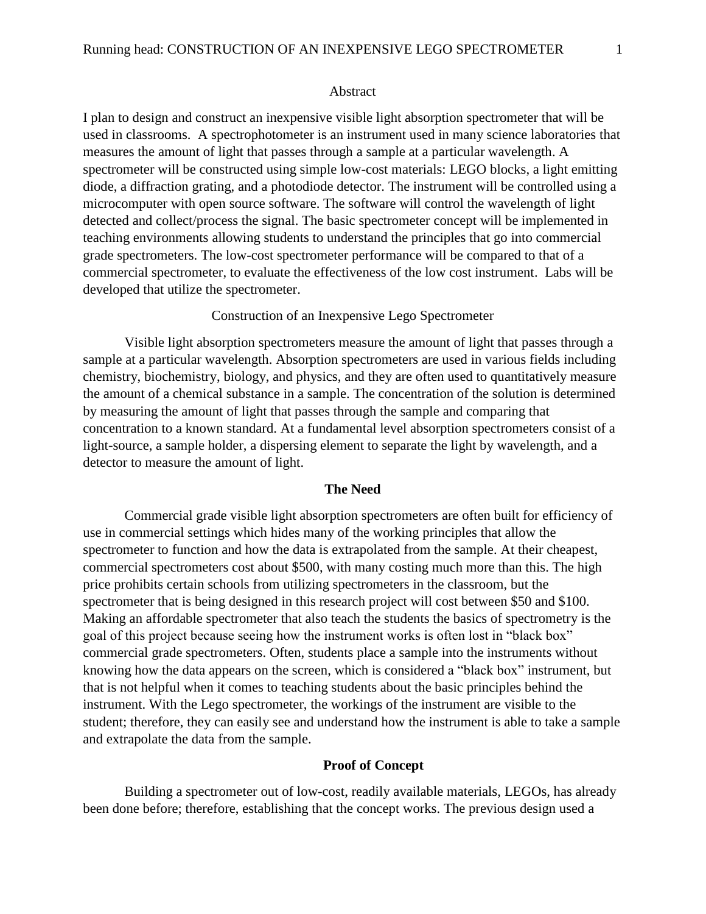## Abstract

I plan to design and construct an inexpensive visible light absorption spectrometer that will be used in classrooms. A spectrophotometer is an instrument used in many science laboratories that measures the amount of light that passes through a sample at a particular wavelength. A spectrometer will be constructed using simple low-cost materials: LEGO blocks, a light emitting diode, a diffraction grating, and a photodiode detector. The instrument will be controlled using a microcomputer with open source software. The software will control the wavelength of light detected and collect/process the signal. The basic spectrometer concept will be implemented in teaching environments allowing students to understand the principles that go into commercial grade spectrometers. The low-cost spectrometer performance will be compared to that of a commercial spectrometer, to evaluate the effectiveness of the low cost instrument. Labs will be developed that utilize the spectrometer.

# Construction of an Inexpensive Lego Spectrometer

Visible light absorption spectrometers measure the amount of light that passes through a sample at a particular wavelength. Absorption spectrometers are used in various fields including chemistry, biochemistry, biology, and physics, and they are often used to quantitatively measure the amount of a chemical substance in a sample. The concentration of the solution is determined by measuring the amount of light that passes through the sample and comparing that concentration to a known standard. At a fundamental level absorption spectrometers consist of a light-source, a sample holder, a dispersing element to separate the light by wavelength, and a detector to measure the amount of light.

## The Need

Commercial grade visible light absorption spectrometers are often built for efficiency of use in commercial settings which hides many of the working principles that allow the spectrometer to function and how the data is extrapolated from the sample. At their cheapest, commercial spectrometers cost about $500, with many costing much more than this. The high price prohibits certain schools from utilizing spectrometers in the classroom, but the spectrometer that is being designed in this research project will cost between $50 and $100. Making an affordable spectrometer that also teach the students the basics of spectrometry is the goal of this project because seeing how the instrument works is often lost in "black box" commercial grade spectrometers. Often, students place a sample into the instruments without knowing how the data appears on the screen, which is considered a "black box" instrument, but that is not helpful when it comes to teaching students about the basic principles behind the instrument. With the Lego spectrometer, the workings of the instrument are visible to the student; therefore, they can easily see and understand how the instrument is able to take a sample and extrapolate the data from the sample.

## Proof of Concept

Building a spectrometer out of low-cost, readily available materials, LEGOs, has already been done before; therefore, establishing that the concept works. The previous design used a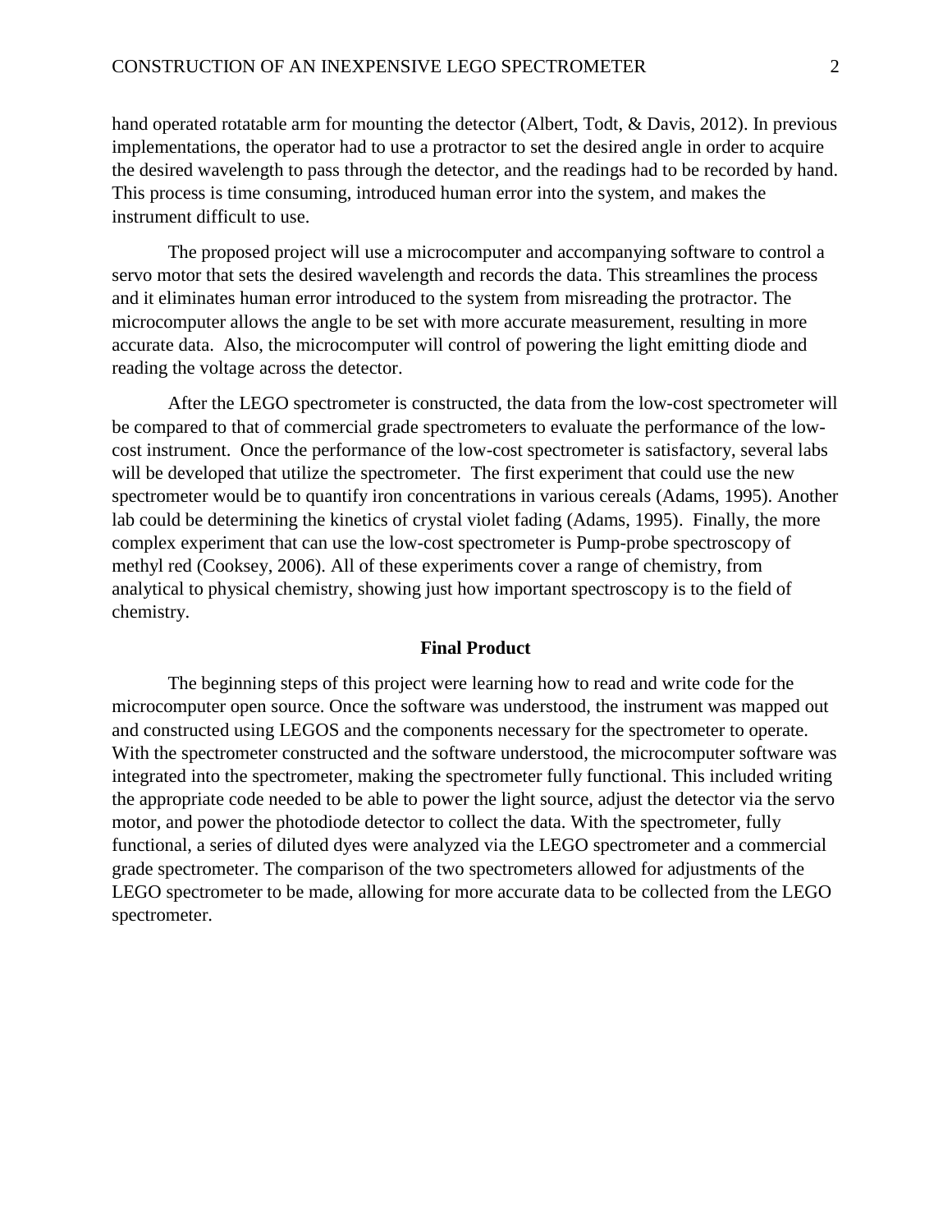hand operated rotatable arm for mounting the detector (Albert, Todt, & Davis, 2012). In previous implementations, the operator had to use a protractor to set the desired angle in order to acquire the desired wavelength to pass through the detector, and the readings had to be recorded by hand. This process is time consuming, introduced human error into the system, and makes the instrument difficult to use.

The proposed project will use a microcomputer and accompanying software to control a servo motor that sets the desired wavelength and records the data. This streamlines the process and it eliminates human error introduced to the system from misreading the protractor. The microcomputer allows the angle to be set with more accurate measurement, resulting in more accurate data. Also, the microcomputer will control of powering the light emitting diode and reading the voltage across the detector.

After the LEGO spectrometer is constructed, the data from the low-cost spectrometer will be compared to that of commercial grade spectrometers to evaluate the performance of the low-cost instrument. Once the performance of the low-cost spectrometer is satisfactory, several labs will be developed that utilize the spectrometer. The first experiment that could use the new spectrometer would be to quantify iron concentrations in various cereals (Adams, 1995). Another lab could be determining the kinetics of crystal violet fading (Adams, 1995). Finally, the more complex experiment that can use the low-cost spectrometer is Pump-probe spectroscopy of methyl red (Cooksey, 2006). All of these experiments cover a range of chemistry, from analytical to physical chemistry, showing just how important spectroscopy is to the field of chemistry.

## Final Product

The beginning steps of this project were learning how to read and write code for the microcomputer open source. Once the software was understood, the instrument was mapped out and constructed using LEGOS and the components necessary for the spectrometer to operate. With the spectrometer constructed and the software understood, the microcomputer software was integrated into the spectrometer, making the spectrometer fully functional. This included writing the appropriate code needed to be able to power the light source, adjust the detector via the servo motor, and power the photodiode detector to collect the data. With the spectrometer, fully functional, a series of diluted dyes were analyzed via the LEGO spectrometer and a commercial grade spectrometer. The comparison of the two spectrometers allowed for adjustments of the LEGO spectrometer to be made, allowing for more accurate data to be collected from the LEGO spectrometer.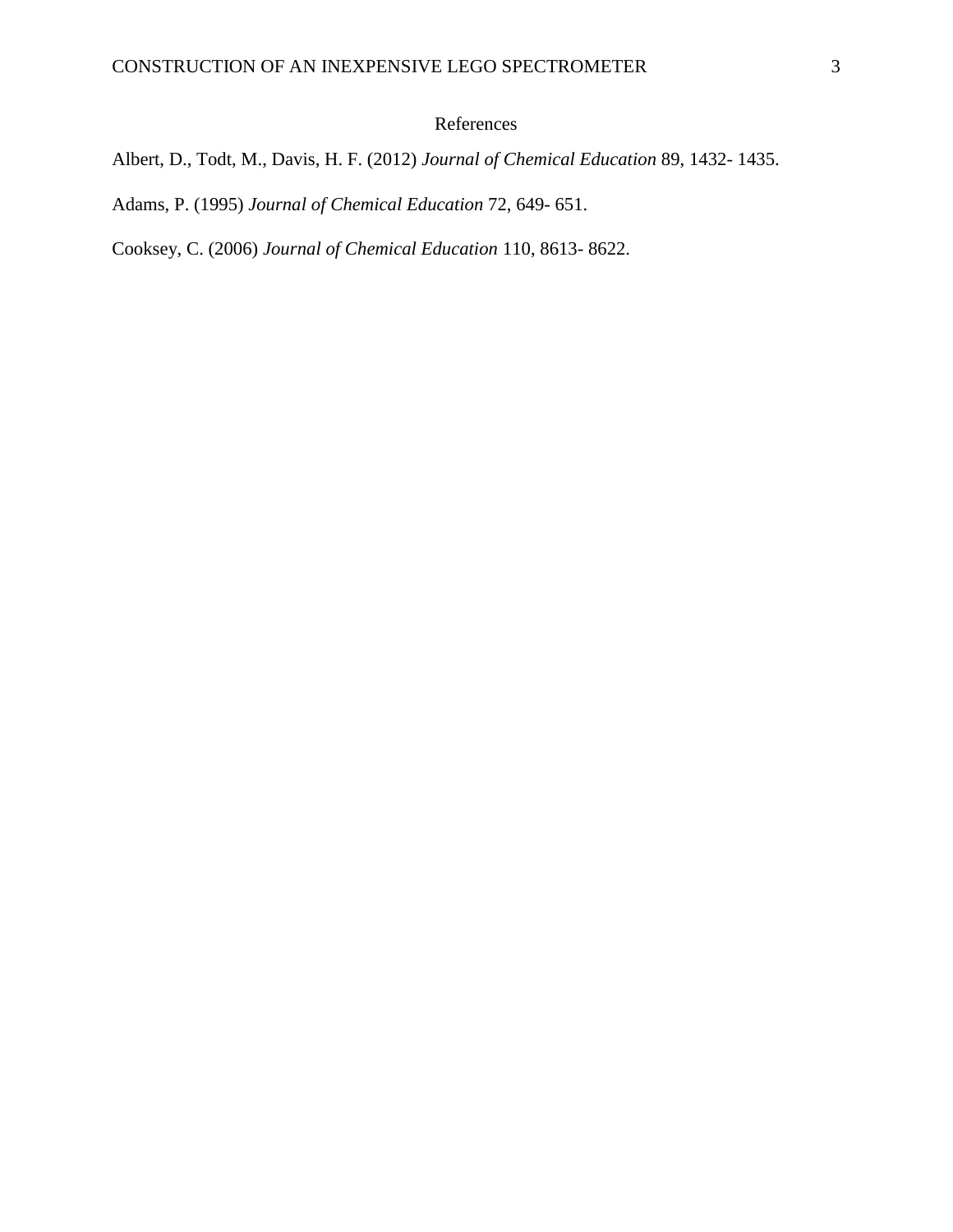# References

Albert, D., Todt, M., Davis, H. F. (2012) *Journal of Chemical Education* 89, 1432- 1435.

Adams, P. (1995) *Journal of Chemical Education* 72, 649- 651.

Cooksey, C. (2006) *Journal of Chemical Education* 110, 8613- 8622.